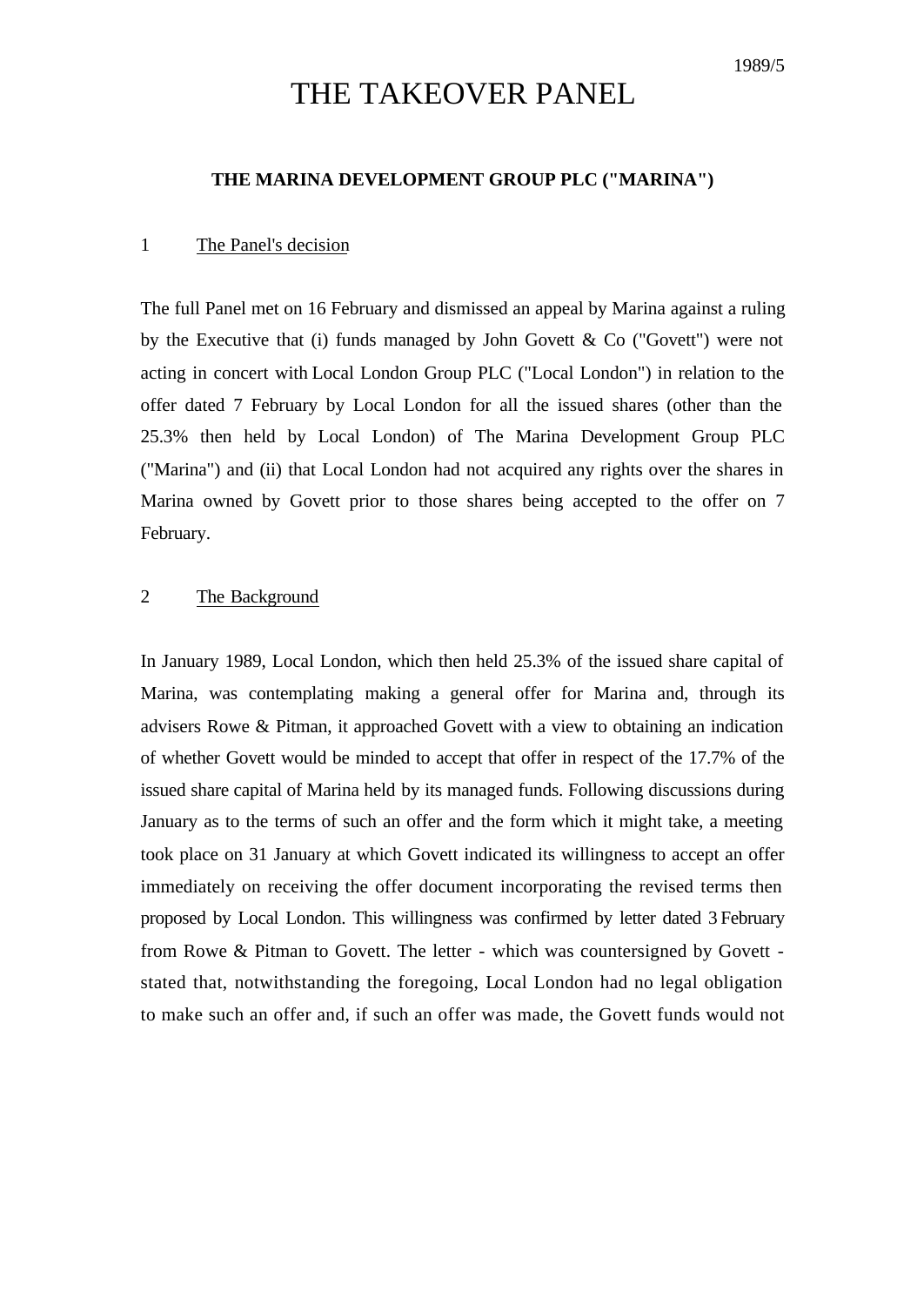1989/5

# THE TAKEOVER PANEL

**THE MARINA DEVELOPMENT GROUP PLC ("MARINA")**

## 1 The Panel's decision

The full Panel met on 16 February and dismissed an appeal by Marina against a ruling by the Executive that (i) funds managed by John Govett & Co ("Govett") were not acting in concert with Local London Group PLC ("Local London") in relation to the offer dated 7 February by Local London for all the issued shares (other than the 25.3% then held by Local London) of The Marina Development Group PLC ("Marina") and (ii) that Local London had not acquired any rights over the shares in Marina owned by Govett prior to those shares being accepted to the offer on 7 February.

## 2 The Background

In January 1989, Local London, which then held 25.3% of the issued share capital of Marina, was contemplating making a general offer for Marina and, through its advisers Rowe & Pitman, it approached Govett with a view to obtaining an indication of whether Govett would be minded to accept that offer in respect of the 17.7% of the issued share capital of Marina held by its managed funds. Following discussions during January as to the terms of such an offer and the form which it might take, a meeting took place on 31 January at which Govett indicated its willingness to accept an offer immediately on receiving the offer document incorporating the revised terms then proposed by Local London. This willingness was confirmed by letter dated 3 February from Rowe & Pitman to Govett. The letter - which was countersigned by Govett - stated that, notwithstanding the foregoing, Local London had no legal obligation to make such an offer and, if such an offer was made, the Govett funds would not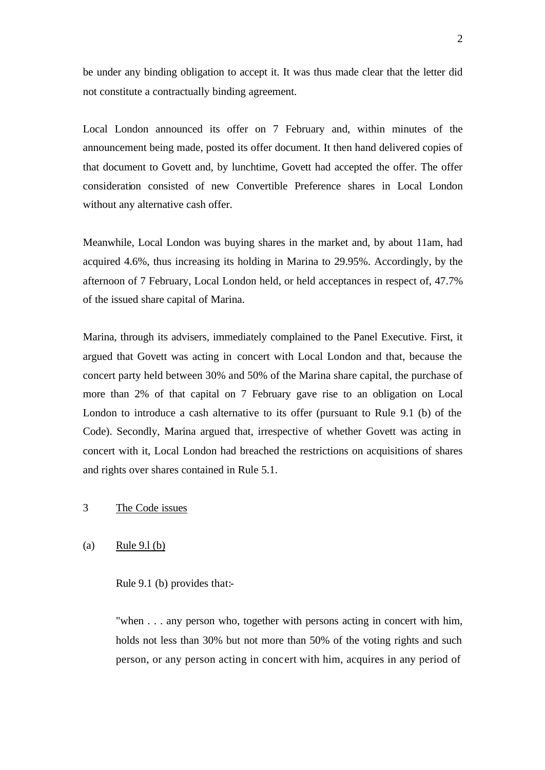be under any binding obligation to accept it. It was thus made clear that the letter did not constitute a contractually binding agreement.

Local London announced its offer on 7 February and, within minutes of the announcement being made, posted its offer document. It then hand delivered copies of that document to Govett and, by lunchtime, Govett had accepted the offer. The offer consideration consisted of new Convertible Preference shares in Local London without any alternative cash offer.

Meanwhile, Local London was buying shares in the market and, by about 11am, had acquired 4.6%, thus increasing its holding in Marina to 29.95%. Accordingly, by the afternoon of 7 February, Local London held, or held acceptances in respect of, 47.7% of the issued share capital of Marina.

Marina, through its advisers, immediately complained to the Panel Executive. First, it argued that Govett was acting in concert with Local London and that, because the concert party held between 30% and 50% of the Marina share capital, the purchase of more than 2% of that capital on 7 February gave rise to an obligation on Local London to introduce a cash alternative to its offer (pursuant to Rule 9.1 (b) of the Code). Secondly, Marina argued that, irrespective of whether Govett was acting in concert with it, Local London had breached the restrictions on acquisitions of shares and rights over shares contained in Rule 5.1.

## 3 The Code issues

### (a) Rule 9.l (b)

Rule 9.1 (b) provides that:-

"when . . . any person who, together with persons acting in concert with him, holds not less than 30% but not more than 50% of the voting rights and such person, or any person acting in concert with him, acquires in any period of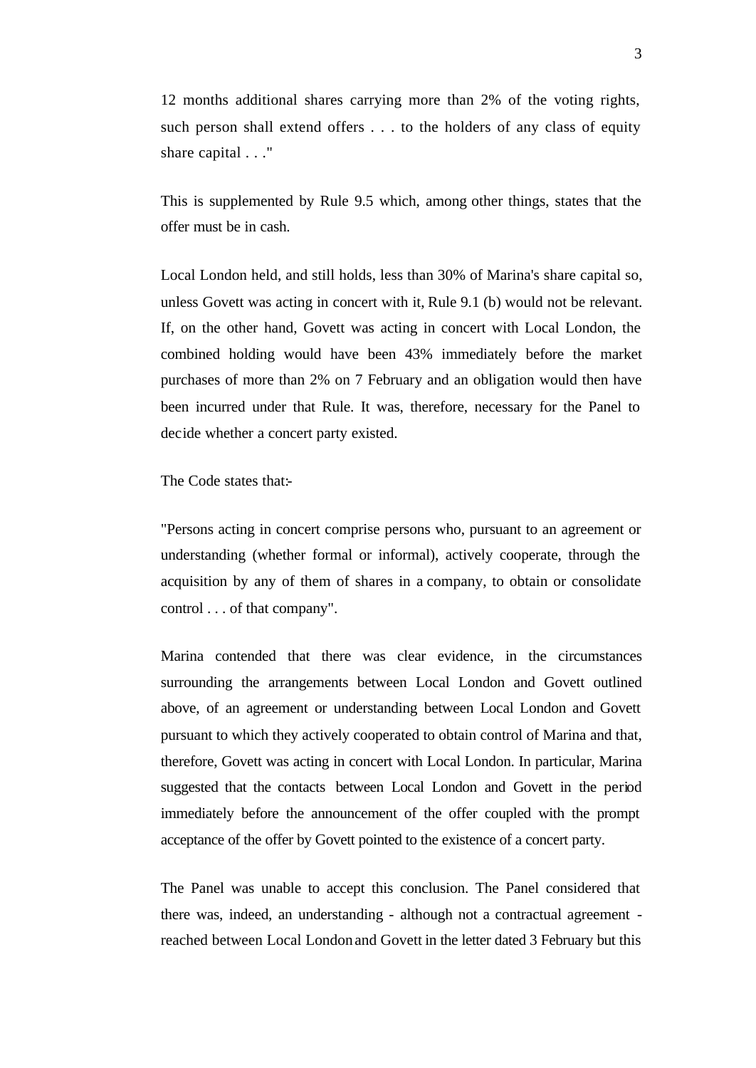12 months additional shares carrying more than 2% of the voting rights, such person shall extend offers . . . to the holders of any class of equity share capital . . ."

This is supplemented by Rule 9.5 which, among other things, states that the offer must be in cash.

Local London held, and still holds, less than 30% of Marina's share capital so, unless Govett was acting in concert with it, Rule 9.1 (b) would not be relevant. If, on the other hand, Govett was acting in concert with Local London, the combined holding would have been 43% immediately before the market purchases of more than 2% on 7 February and an obligation would then have been incurred under that Rule. It was, therefore, necessary for the Panel to decide whether a concert party existed.

The Code states that:-

"Persons acting in concert comprise persons who, pursuant to an agreement or understanding (whether formal or informal), actively cooperate, through the acquisition by any of them of shares in a company, to obtain or consolidate control . . . of that company".

Marina contended that there was clear evidence, in the circumstances surrounding the arrangements between Local London and Govett outlined above, of an agreement or understanding between Local London and Govett pursuant to which they actively cooperated to obtain control of Marina and that, therefore, Govett was acting in concert with Local London. In particular, Marina suggested that the contacts between Local London and Govett in the period immediately before the announcement of the offer coupled with the prompt acceptance of the offer by Govett pointed to the existence of a concert party.

The Panel was unable to accept this conclusion. The Panel considered that there was, indeed, an understanding - although not a contractual agreement - reached between Local London and Govett in the letter dated 3 February but this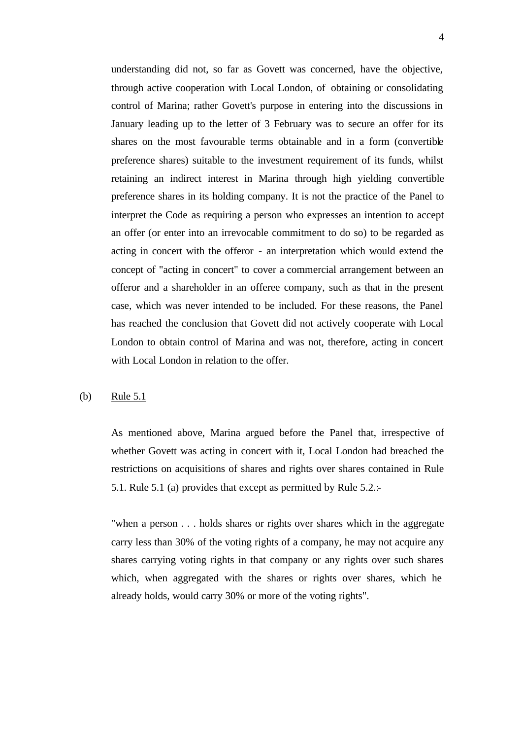understanding did not, so far as Govett was concerned, have the objective, through active cooperation with Local London, of obtaining or consolidating control of Marina; rather Govett's purpose in entering into the discussions in January leading up to the letter of 3 February was to secure an offer for its shares on the most favourable terms obtainable and in a form (convertible preference shares) suitable to the investment requirement of its funds, whilst retaining an indirect interest in Marina through high yielding convertible preference shares in its holding company. It is not the practice of the Panel to interpret the Code as requiring a person who expresses an intention to accept an offer (or enter into an irrevocable commitment to do so) to be regarded as acting in concert with the offeror - an interpretation which would extend the concept of "acting in concert" to cover a commercial arrangement between an offeror and a shareholder in an offeree company, such as that in the present case, which was never intended to be included. For these reasons, the Panel has reached the conclusion that Govett did not actively cooperate with Local London to obtain control of Marina and was not, therefore, acting in concert with Local London in relation to the offer.

(b) Rule 5.1

As mentioned above, Marina argued before the Panel that, irrespective of whether Govett was acting in concert with it, Local London had breached the restrictions on acquisitions of shares and rights over shares contained in Rule 5.1. Rule 5.1 (a) provides that except as permitted by Rule 5.2.:-

"when a person . . . holds shares or rights over shares which in the aggregate carry less than 30% of the voting rights of a company, he may not acquire any shares carrying voting rights in that company or any rights over such shares which, when aggregated with the shares or rights over shares, which he already holds, would carry 30% or more of the voting rights".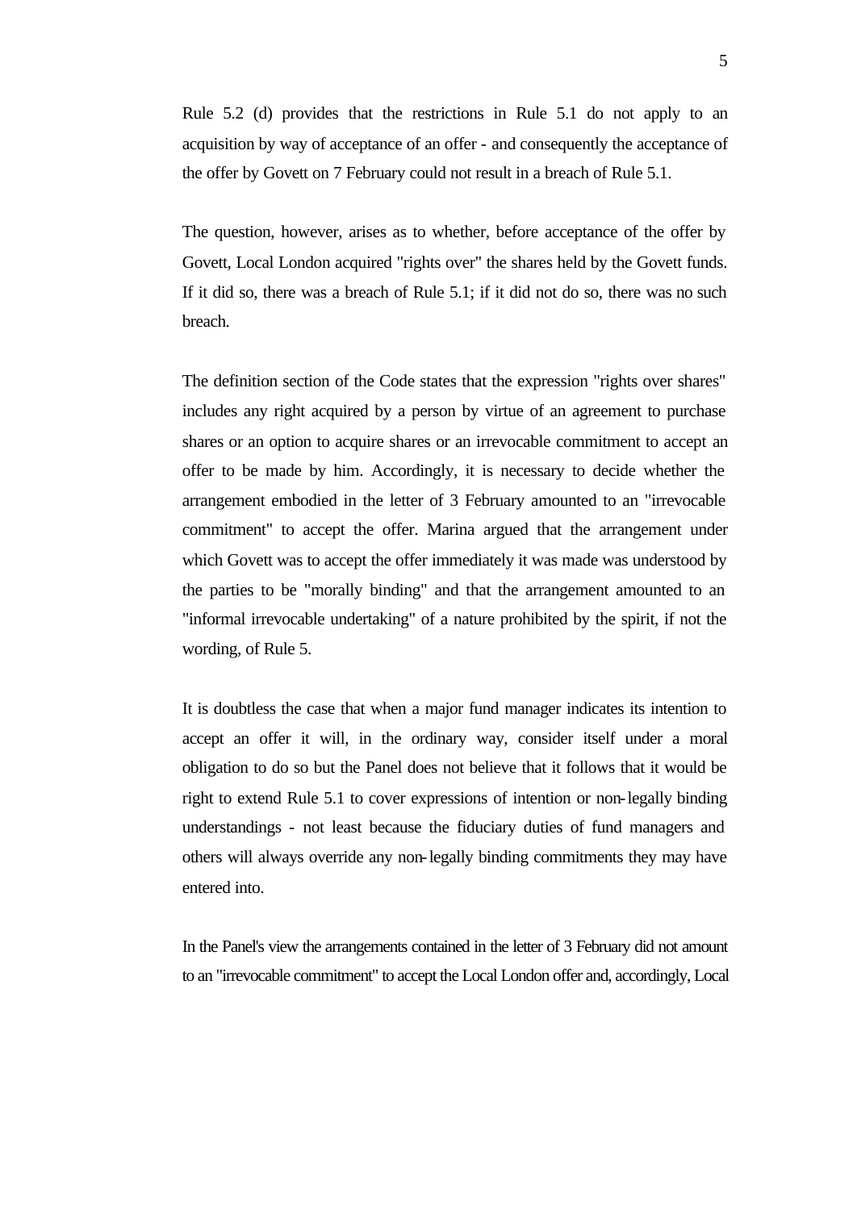Rule 5.2 (d) provides that the restrictions in Rule 5.1 do not apply to an acquisition by way of acceptance of an offer - and consequently the acceptance of the offer by Govett on 7 February could not result in a breach of Rule 5.1.

The question, however, arises as to whether, before acceptance of the offer by Govett, Local London acquired "rights over" the shares held by the Govett funds. If it did so, there was a breach of Rule 5.1; if it did not do so, there was no such breach.

The definition section of the Code states that the expression "rights over shares" includes any right acquired by a person by virtue of an agreement to purchase shares or an option to acquire shares or an irrevocable commitment to accept an offer to be made by him. Accordingly, it is necessary to decide whether the arrangement embodied in the letter of 3 February amounted to an "irrevocable commitment" to accept the offer. Marina argued that the arrangement under which Govett was to accept the offer immediately it was made was understood by the parties to be "morally binding" and that the arrangement amounted to an "informal irrevocable undertaking" of a nature prohibited by the spirit, if not the wording, of Rule 5.

It is doubtless the case that when a major fund manager indicates its intention to accept an offer it will, in the ordinary way, consider itself under a moral obligation to do so but the Panel does not believe that it follows that it would be right to extend Rule 5.1 to cover expressions of intention or non-legally binding understandings - not least because the fiduciary duties of fund managers and others will always override any non-legally binding commitments they may have entered into.

In the Panel's view the arrangements contained in the letter of 3 February did not amount to an "irrevocable commitment" to accept the Local London offer and, accordingly, Local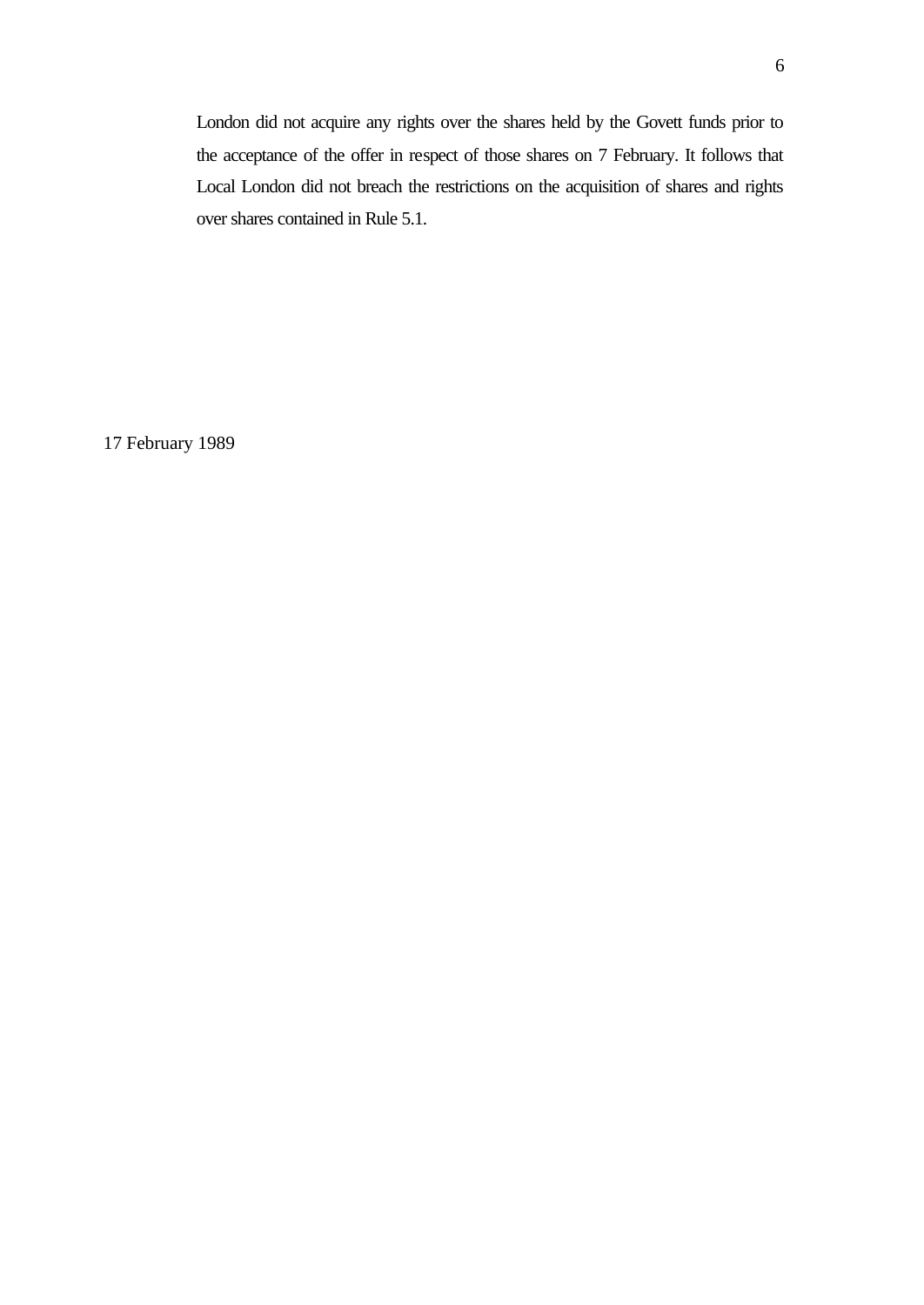London did not acquire any rights over the shares held by the Govett funds prior to the acceptance of the offer in respect of those shares on 7 February. It follows that Local London did not breach the restrictions on the acquisition of shares and rights over shares contained in Rule 5.1.

17 February 1989